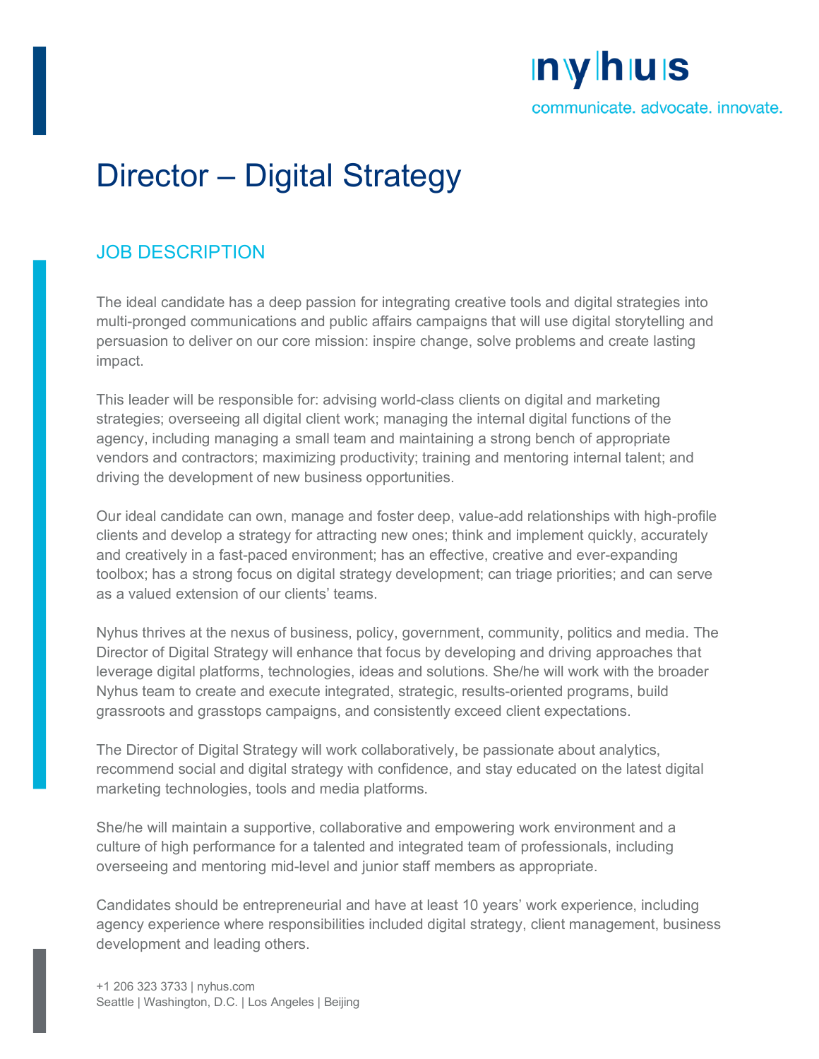nyhus

communicate. advocate. innovate.

# Director – Digital Strategy

## JOB DESCRIPTION

The ideal candidate has a deep passion for integrating creative tools and digital strategies into multi-pronged communications and public affairs campaigns that will use digital storytelling and persuasion to deliver on our core mission: inspire change, solve problems and create lasting impact.

This leader will be responsible for: advising world-class clients on digital and marketing strategies; overseeing all digital client work; managing the internal digital functions of the agency, including managing a small team and maintaining a strong bench of appropriate vendors and contractors; maximizing productivity; training and mentoring internal talent; and driving the development of new business opportunities.

Our ideal candidate can own, manage and foster deep, value-add relationships with high-profile clients and develop a strategy for attracting new ones; think and implement quickly, accurately and creatively in a fast-paced environment; has an effective, creative and ever-expanding toolbox; has a strong focus on digital strategy development; can triage priorities; and can serve as a valued extension of our clients' teams.

Nyhus thrives at the nexus of business, policy, government, community, politics and media. The Director of Digital Strategy will enhance that focus by developing and driving approaches that leverage digital platforms, technologies, ideas and solutions. She/he will work with the broader Nyhus team to create and execute integrated, strategic, results-oriented programs, build grassroots and grasstops campaigns, and consistently exceed client expectations.

The Director of Digital Strategy will work collaboratively, be passionate about analytics, recommend social and digital strategy with confidence, and stay educated on the latest digital marketing technologies, tools and media platforms.

She/he will maintain a supportive, collaborative and empowering work environment and a culture of high performance for a talented and integrated team of professionals, including overseeing and mentoring mid-level and junior staff members as appropriate.

Candidates should be entrepreneurial and have at least 10 years' work experience, including agency experience where responsibilities included digital strategy, client management, business development and leading others.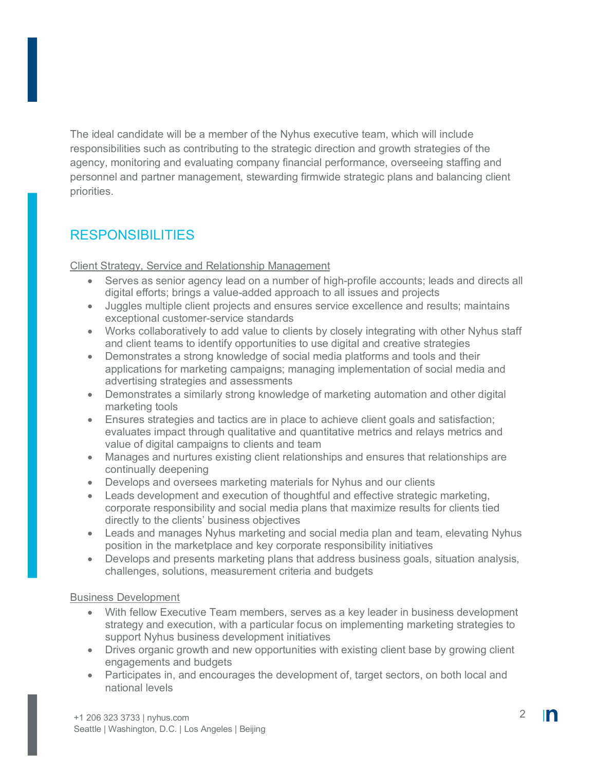The ideal candidate will be a member of the Nyhus executive team, which will include responsibilities such as contributing to the strategic direction and growth strategies of the agency, monitoring and evaluating company financial performance, overseeing staffing and personnel and partner management, stewarding firmwide strategic plans and balancing client priorities.

## RESPONSIBILITIES

<u>Client Strategy, Service and Relationship Management</u>

- Serves as senior agency lead on a number of high-profile accounts; leads and directs all digital efforts; brings a value-added approach to all issues and projects
- Juggles multiple client projects and ensures service excellence and results; maintains exceptional customer-service standards
- Works collaboratively to add value to clients by closely integrating with other Nyhus staff and client teams to identify opportunities to use digital and creative strategies
- Demonstrates a strong knowledge of social media platforms and tools and their applications for marketing campaigns; managing implementation of social media and advertising strategies and assessments
- Demonstrates a similarly strong knowledge of marketing automation and other digital marketing tools
- Ensures strategies and tactics are in place to achieve client goals and satisfaction; evaluates impact through qualitative and quantitative metrics and relays metrics and value of digital campaigns to clients and team
- Manages and nurtures existing client relationships and ensures that relationships are continually deepening
- Develops and oversees marketing materials for Nyhus and our clients
- Leads development and execution of thoughtful and effective strategic marketing, corporate responsibility and social media plans that maximize results for clients tied directly to the clients' business objectives
- Leads and manages Nyhus marketing and social media plan and team, elevating Nyhus position in the marketplace and key corporate responsibility initiatives
- Develops and presents marketing plans that address business goals, situation analysis, challenges, solutions, measurement criteria and budgets

<u>Business Development</u>

- With fellow Executive Team members, serves as a key leader in business development strategy and execution, with a particular focus on implementing marketing strategies to support Nyhus business development initiatives
- Drives organic growth and new opportunities with existing client base by growing client engagements and budgets
- Participates in, and encourages the development of, target sectors, on both local and national levels

+1 206 323 3733 | nyhus.com
Seattle | Washington, D.C. | Los Angeles | Beijing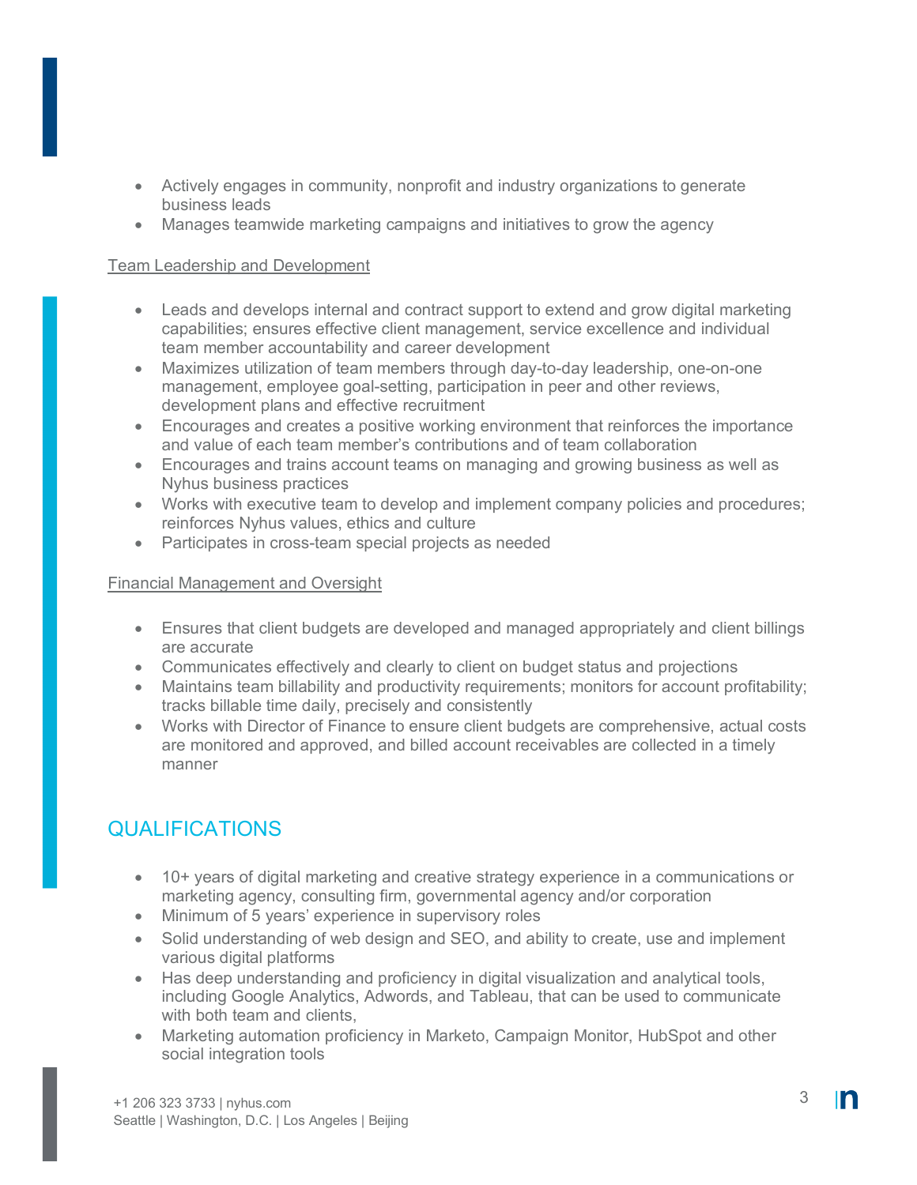- Actively engages in community, nonprofit and industry organizations to generate business leads
- Manages teamwide marketing campaigns and initiatives to grow the agency

### Team Leadership and Development

- Leads and develops internal and contract support to extend and grow digital marketing capabilities; ensures effective client management, service excellence and individual team member accountability and career development
- Maximizes utilization of team members through day-to-day leadership, one-on-one management, employee goal-setting, participation in peer and other reviews, development plans and effective recruitment
- Encourages and creates a positive working environment that reinforces the importance and value of each team member's contributions and of team collaboration
- Encourages and trains account teams on managing and growing business as well as Nyhus business practices
- Works with executive team to develop and implement company policies and procedures; reinforces Nyhus values, ethics and culture
- Participates in cross-team special projects as needed

### Financial Management and Oversight

- Ensures that client budgets are developed and managed appropriately and client billings are accurate
- Communicates effectively and clearly to client on budget status and projections
- Maintains team billability and productivity requirements; monitors for account profitability; tracks billable time daily, precisely and consistently
- Works with Director of Finance to ensure client budgets are comprehensive, actual costs are monitored and approved, and billed account receivables are collected in a timely manner

## QUALIFICATIONS

- 10+ years of digital marketing and creative strategy experience in a communications or marketing agency, consulting firm, governmental agency and/or corporation
- Minimum of 5 years' experience in supervisory roles
- Solid understanding of web design and SEO, and ability to create, use and implement various digital platforms
- Has deep understanding and proficiency in digital visualization and analytical tools, including Google Analytics, Adwords, and Tableau, that can be used to communicate with both team and clients,
- Marketing automation proficiency in Marketo, Campaign Monitor, HubSpot and other social integration tools

+1 206 323 3733 | nyhus.com
Seattle | Washington, D.C. | Los Angeles | Beijing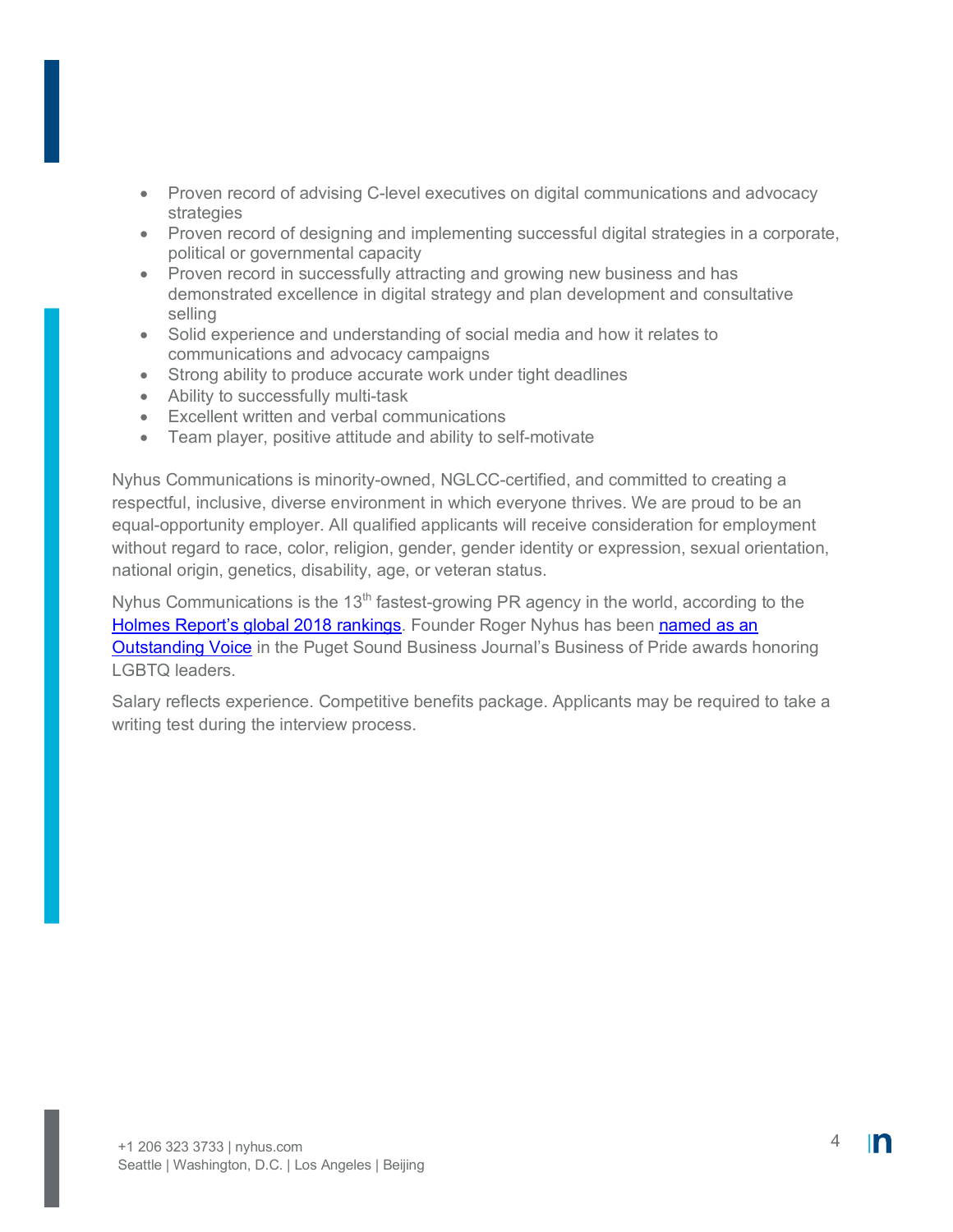- Proven record of advising C-level executives on digital communications and advocacy strategies
- Proven record of designing and implementing successful digital strategies in a corporate, political or governmental capacity
- Proven record in successfully attracting and growing new business and has demonstrated excellence in digital strategy and plan development and consultative selling
- Solid experience and understanding of social media and how it relates to communications and advocacy campaigns
- Strong ability to produce accurate work under tight deadlines
- Ability to successfully multi-task
- Excellent written and verbal communications
- Team player, positive attitude and ability to self-motivate

Nyhus Communications is minority-owned, NGLCC-certified, and committed to creating a respectful, inclusive, diverse environment in which everyone thrives. We are proud to be an equal-opportunity employer. All qualified applicants will receive consideration for employment without regard to race, color, religion, gender, gender identity or expression, sexual orientation, national origin, genetics, disability, age, or veteran status.

Nyhus Communications is the 13th fastest-growing PR agency in the world, according to the Holmes Report's global 2018 rankings. Founder Roger Nyhus has been named as an Outstanding Voice in the Puget Sound Business Journal's Business of Pride awards honoring LGBTQ leaders.

Salary reflects experience. Competitive benefits package. Applicants may be required to take a writing test during the interview process.